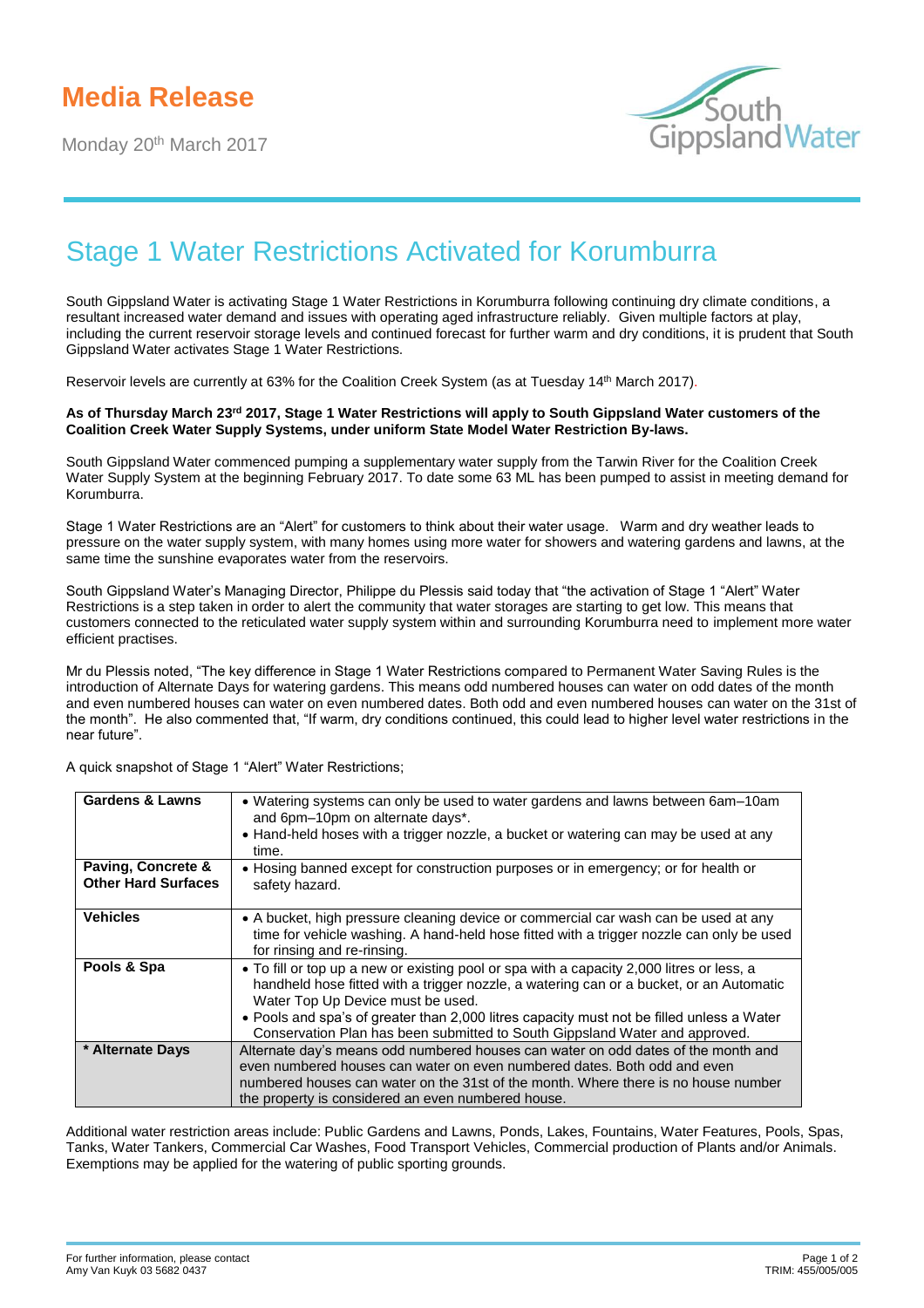# Media Release

Monday 20th March 2017

South Gippsland Water

## Stage 1 Water Restrictions Activated for Korumburra

South Gippsland Water is activating Stage 1 Water Restrictions in Korumburra following continuing dry climate conditions, a resultant increased water demand and issues with operating aged infrastructure reliably. Given multiple factors at play, including the current reservoir storage levels and continued forecast for further warm and dry conditions, it is prudent that South Gippsland Water activates Stage 1 Water Restrictions.

Reservoir levels are currently at 63% for the Coalition Creek System (as at Tuesday 14th March 2017).

**As of Thursday March 23rd 2017, Stage 1 Water Restrictions will apply to South Gippsland Water customers of the Coalition Creek Water Supply Systems, under uniform State Model Water Restriction By-laws.**

South Gippsland Water commenced pumping a supplementary water supply from the Tarwin River for the Coalition Creek Water Supply System at the beginning February 2017. To date some 63 ML has been pumped to assist in meeting demand for Korumburra.

Stage 1 Water Restrictions are an "Alert" for customers to think about their water usage. Warm and dry weather leads to pressure on the water supply system, with many homes using more water for showers and watering gardens and lawns, at the same time the sunshine evaporates water from the reservoirs.

South Gippsland Water's Managing Director, Philippe du Plessis said today that "the activation of Stage 1 "Alert" Water Restrictions is a step taken in order to alert the community that water storages are starting to get low. This means that customers connected to the reticulated water supply system within and surrounding Korumburra need to implement more water efficient practises.

Mr du Plessis noted, "The key difference in Stage 1 Water Restrictions compared to Permanent Water Saving Rules is the introduction of Alternate Days for watering gardens. This means odd numbered houses can water on odd dates of the month and even numbered houses can water on even numbered dates. Both odd and even numbered houses can water on the 31st of the month". He also commented that, "If warm, dry conditions continued, this could lead to higher level water restrictions in the near future".

A quick snapshot of Stage 1 "Alert" Water Restrictions;

| | |
|---|---|
| **Gardens & Lawns** | • Watering systems can only be used to water gardens and lawns between 6am–10am and 6pm–10pm on alternate days*.<br>• Hand-held hoses with a trigger nozzle, a bucket or watering can may be used at any time. |
| **Paving, Concrete & Other Hard Surfaces** | • Hosing banned except for construction purposes or in emergency; or for health or safety hazard. |
| **Vehicles** | • A bucket, high pressure cleaning device or commercial car wash can be used at any time for vehicle washing. A hand-held hose fitted with a trigger nozzle can only be used for rinsing and re-rinsing. |
| **Pools & Spa** | • To fill or top up a new or existing pool or spa with a capacity 2,000 litres or less, a handheld hose fitted with a trigger nozzle, a watering can or a bucket, or an Automatic Water Top Up Device must be used.<br>• Pools and spa's of greater than 2,000 litres capacity must not be filled unless a Water Conservation Plan has been submitted to South Gippsland Water and approved. |
| **\* Alternate Days** | Alternate day's means odd numbered houses can water on odd dates of the month and even numbered houses can water on even numbered dates. Both odd and even numbered houses can water on the 31st of the month. Where there is no house number the property is considered an even numbered house. |

Additional water restriction areas include: Public Gardens and Lawns, Ponds, Lakes, Fountains, Water Features, Pools, Spas, Tanks, Water Tankers, Commercial Car Washes, Food Transport Vehicles, Commercial production of Plants and/or Animals. Exemptions may be applied for the watering of public sporting grounds.

For further information, please contact
Amy Van Kuyk 03 5682 0437

TRIM: 455/005/005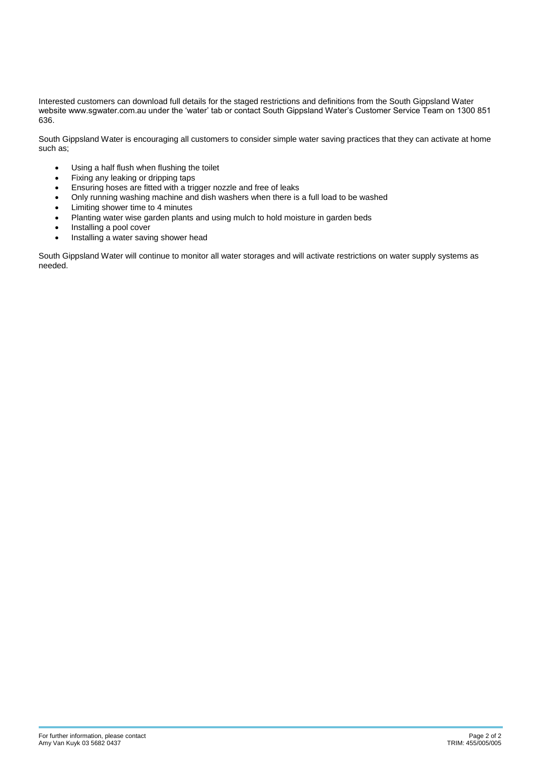Interested customers can download full details for the staged restrictions and definitions from the South Gippsland Water website www.sgwater.com.au under the 'water' tab or contact South Gippsland Water's Customer Service Team on 1300 851 636.

South Gippsland Water is encouraging all customers to consider simple water saving practices that they can activate at home such as;

- Using a half flush when flushing the toilet
- Fixing any leaking or dripping taps
- Ensuring hoses are fitted with a trigger nozzle and free of leaks
- Only running washing machine and dish washers when there is a full load to be washed
- Limiting shower time to 4 minutes
- Planting water wise garden plants and using mulch to hold moisture in garden beds
- Installing a pool cover
- Installing a water saving shower head

South Gippsland Water will continue to monitor all water storages and will activate restrictions on water supply systems as needed.

For further information, please contact
Amy Van Kuyk 03 5682 0437

TRIM: 455/005/005